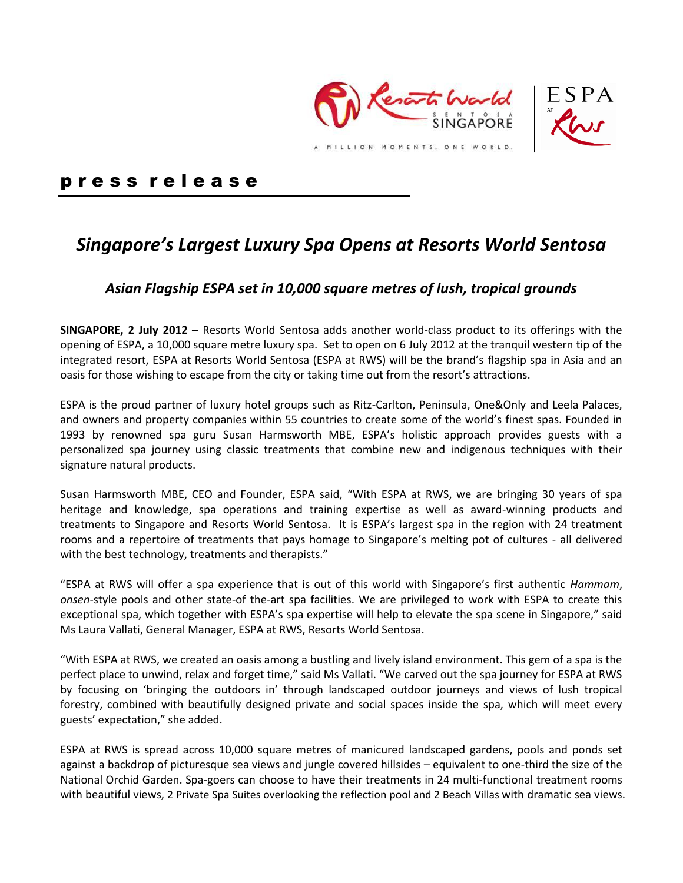**press release**

# *Singapore's Largest Luxury Spa Opens at Resorts World Sentosa*

## *Asian Flagship ESPA set in 10,000 square metres of lush, tropical grounds*

**SINGAPORE, 2 July 2012 –** Resorts World Sentosa adds another world-class product to its offerings with the opening of ESPA, a 10,000 square metre luxury spa. Set to open on 6 July 2012 at the tranquil western tip of the integrated resort, ESPA at Resorts World Sentosa (ESPA at RWS) will be the brand's flagship spa in Asia and an oasis for those wishing to escape from the city or taking time out from the resort's attractions.

ESPA is the proud partner of luxury hotel groups such as Ritz-Carlton, Peninsula, One&Only and Leela Palaces, and owners and property companies within 55 countries to create some of the world's finest spas. Founded in 1993 by renowned spa guru Susan Harmsworth MBE, ESPA's holistic approach provides guests with a personalized spa journey using classic treatments that combine new and indigenous techniques with their signature natural products.

Susan Harmsworth MBE, CEO and Founder, ESPA said, "With ESPA at RWS, we are bringing 30 years of spa heritage and knowledge, spa operations and training expertise as well as award-winning products and treatments to Singapore and Resorts World Sentosa. It is ESPA's largest spa in the region with 24 treatment rooms and a repertoire of treatments that pays homage to Singapore's melting pot of cultures - all delivered with the best technology, treatments and therapists."

"ESPA at RWS will offer a spa experience that is out of this world with Singapore's first authentic *Hammam*, *onsen*-style pools and other state-of-the-art spa facilities. We are privileged to work with ESPA to create this exceptional spa, which together with ESPA's spa expertise will help to elevate the spa scene in Singapore," said Ms Laura Vallati, General Manager, ESPA at RWS, Resorts World Sentosa.

"With ESPA at RWS, we created an oasis among a bustling and lively island environment. This gem of a spa is the perfect place to unwind, relax and forget time," said Ms Vallati. "We carved out the spa journey for ESPA at RWS by focusing on 'bringing the outdoors in' through landscaped outdoor journeys and views of lush tropical forestry, combined with beautifully designed private and social spaces inside the spa, which will meet every guests' expectation," she added.

ESPA at RWS is spread across 10,000 square metres of manicured landscaped gardens, pools and ponds set against a backdrop of picturesque sea views and jungle covered hillsides – equivalent to one-third the size of the National Orchid Garden. Spa-goers can choose to have their treatments in 24 multi-functional treatment rooms with beautiful views, 2 Private Spa Suites overlooking the reflection pool and 2 Beach Villas with dramatic sea views.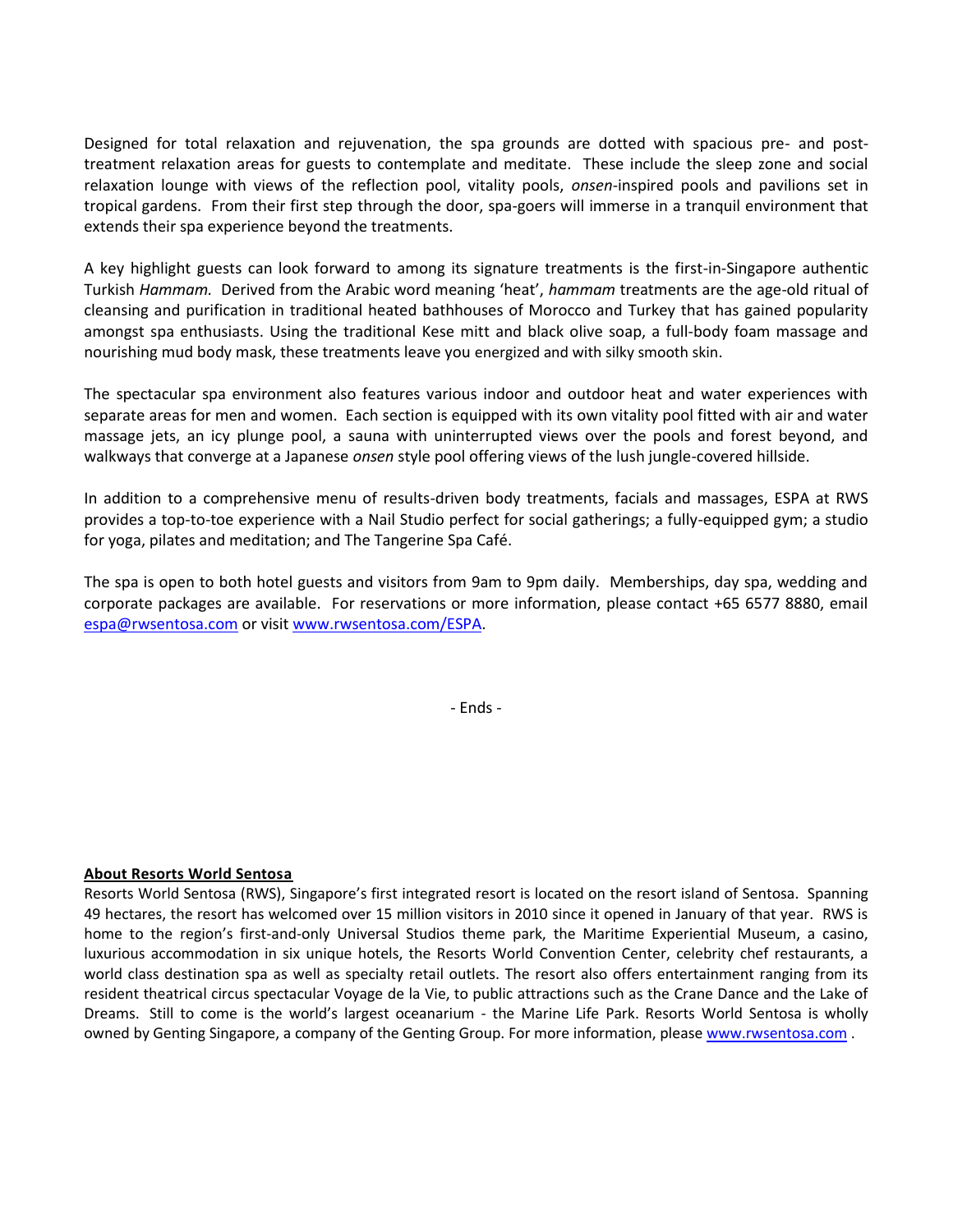Designed for total relaxation and rejuvenation, the spa grounds are dotted with spacious pre- and post-treatment relaxation areas for guests to contemplate and meditate. These include the sleep zone and social relaxation lounge with views of the reflection pool, vitality pools, *onsen*-inspired pools and pavilions set in tropical gardens. From their first step through the door, spa-goers will immerse in a tranquil environment that extends their spa experience beyond the treatments.

A key highlight guests can look forward to among its signature treatments is the first-in-Singapore authentic Turkish *Hammam.* Derived from the Arabic word meaning 'heat', *hammam* treatments are the age-old ritual of cleansing and purification in traditional heated bathhouses of Morocco and Turkey that has gained popularity amongst spa enthusiasts. Using the traditional Kese mitt and black olive soap, a full-body foam massage and nourishing mud body mask, these treatments leave you energized and with silky smooth skin.

The spectacular spa environment also features various indoor and outdoor heat and water experiences with separate areas for men and women. Each section is equipped with its own vitality pool fitted with air and water massage jets, an icy plunge pool, a sauna with uninterrupted views over the pools and forest beyond, and walkways that converge at a Japanese *onsen* style pool offering views of the lush jungle-covered hillside.

In addition to a comprehensive menu of results-driven body treatments, facials and massages, ESPA at RWS provides a top-to-toe experience with a Nail Studio perfect for social gatherings; a fully-equipped gym; a studio for yoga, pilates and meditation; and The Tangerine Spa Café.

The spa is open to both hotel guests and visitors from 9am to 9pm daily. Memberships, day spa, wedding and corporate packages are available. For reservations or more information, please contact +65 6577 8880, email [espa@rwsentosa.com](mailto:espa@rwsentosa.com) or visit [www.rwsentosa.com/ESPA](http://www.rwsentosa.com/ESPA).

- Ends -

**About Resorts World Sentosa**

Resorts World Sentosa (RWS), Singapore's first integrated resort is located on the resort island of Sentosa. Spanning 49 hectares, the resort has welcomed over 15 million visitors in 2010 since it opened in January of that year. RWS is home to the region's first-and-only Universal Studios theme park, the Maritime Experiential Museum, a casino, luxurious accommodation in six unique hotels, the Resorts World Convention Center, celebrity chef restaurants, a world class destination spa as well as specialty retail outlets. The resort also offers entertainment ranging from its resident theatrical circus spectacular Voyage de la Vie, to public attractions such as the Crane Dance and the Lake of Dreams. Still to come is the world's largest oceanarium - the Marine Life Park. Resorts World Sentosa is wholly owned by Genting Singapore, a company of the Genting Group. For more information, please [www.rwsentosa.com](http://www.rwsentosa.com) .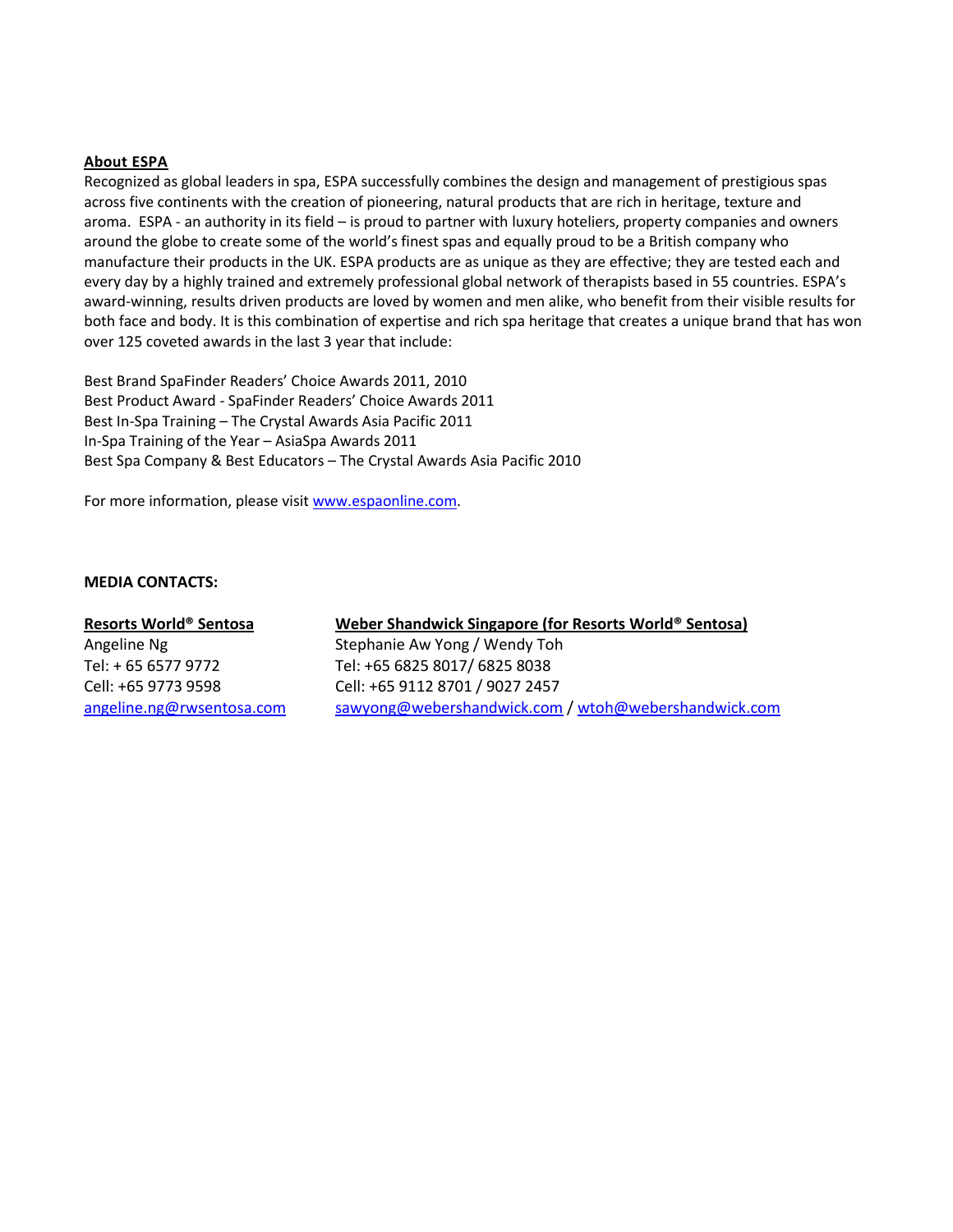**About ESPA**

Recognized as global leaders in spa, ESPA successfully combines the design and management of prestigious spas across five continents with the creation of pioneering, natural products that are rich in heritage, texture and aroma. ESPA - an authority in its field – is proud to partner with luxury hoteliers, property companies and owners around the globe to create some of the world's finest spas and equally proud to be a British company who manufacture their products in the UK. ESPA products are as unique as they are effective; they are tested each and every day by a highly trained and extremely professional global network of therapists based in 55 countries. ESPA's award-winning, results driven products are loved by women and men alike, who benefit from their visible results for both face and body. It is this combination of expertise and rich spa heritage that creates a unique brand that has won over 125 coveted awards in the last 3 year that include:

Best Brand SpaFinder Readers' Choice Awards 2011, 2010
Best Product Award - SpaFinder Readers' Choice Awards 2011
Best In-Spa Training – The Crystal Awards Asia Pacific 2011
In-Spa Training of the Year – AsiaSpa Awards 2011
Best Spa Company & Best Educators – The Crystal Awards Asia Pacific 2010

For more information, please visit [www.espaonline.com](http://www.espaonline.com).

**MEDIA CONTACTS:**

**Resorts World® Sentosa**
Angeline Ng
Tel: + 65 6577 9772
Cell: +65 9773 9598
angeline.ng@rwsentosa.com

**Weber Shandwick Singapore (for Resorts World® Sentosa)**
Stephanie Aw Yong / Wendy Toh
Tel: +65 6825 8017/ 6825 8038
Cell: +65 9112 8701 / 9027 2457
sawyong@webershandwick.com / wtoh@webershandwick.com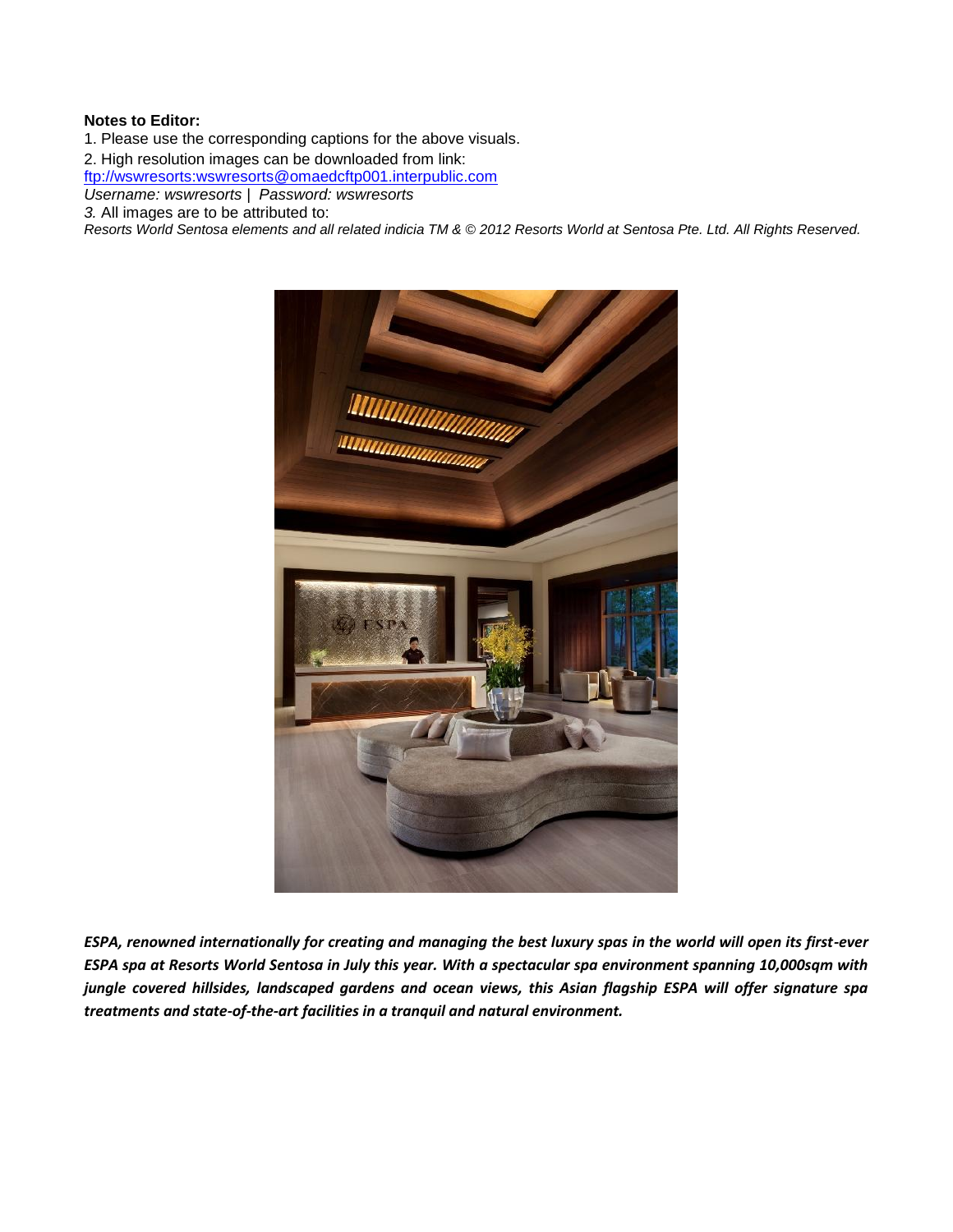**Notes to Editor:**

1. Please use the corresponding captions for the above visuals.
2. High resolution images can be downloaded from link: [ftp://wswresorts:wswresorts@omaedcftp001.interpublic.com](ftp://wswresorts:wswresorts@omaedcftp001.interpublic.com)
*Username: wswresorts | Password: wswresorts*
3. All images are to be attributed to:
*Resorts World Sentosa elements and all related indicia TM & © 2012 Resorts World at Sentosa Pte. Ltd. All Rights Reserved.*

***ESPA, renowned internationally for creating and managing the best luxury spas in the world will open its first-ever ESPA spa at Resorts World Sentosa in July this year. With a spectacular spa environment spanning 10,000sqm with jungle covered hillsides, landscaped gardens and ocean views, this Asian flagship ESPA will offer signature spa treatments and state-of-the-art facilities in a tranquil and natural environment.***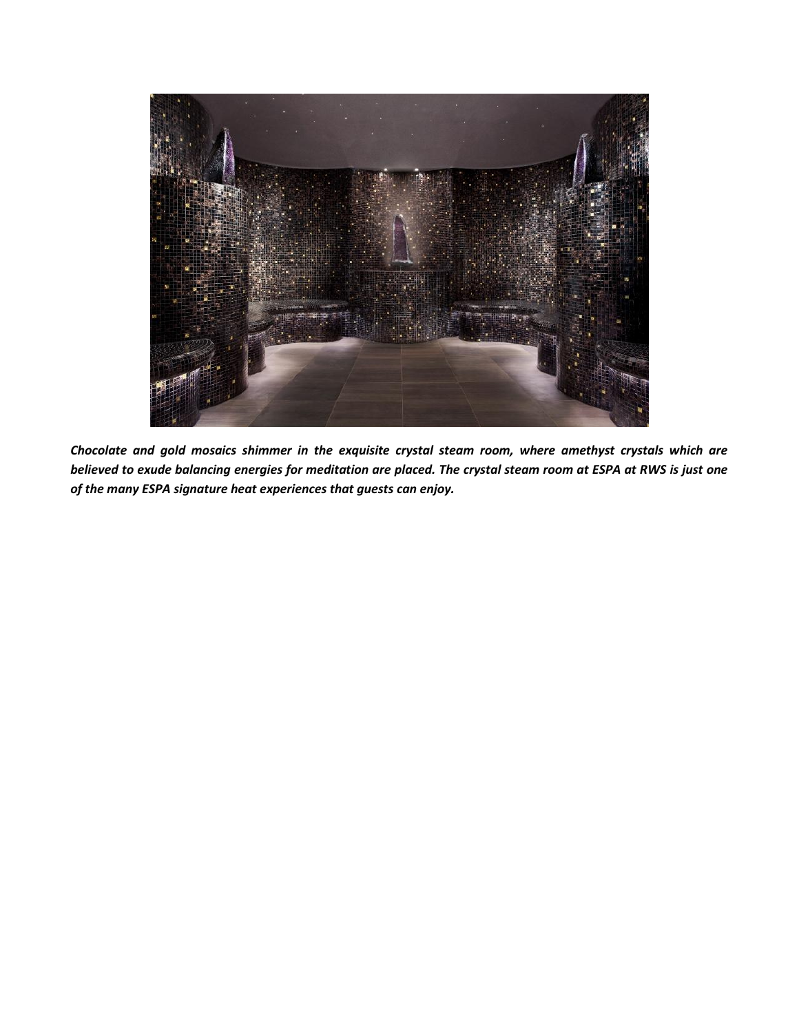***Chocolate and gold mosaics shimmer in the exquisite crystal steam room, where amethyst crystals which are believed to exude balancing energies for meditation are placed. The crystal steam room at ESPA at RWS is just one of the many ESPA signature heat experiences that guests can enjoy.***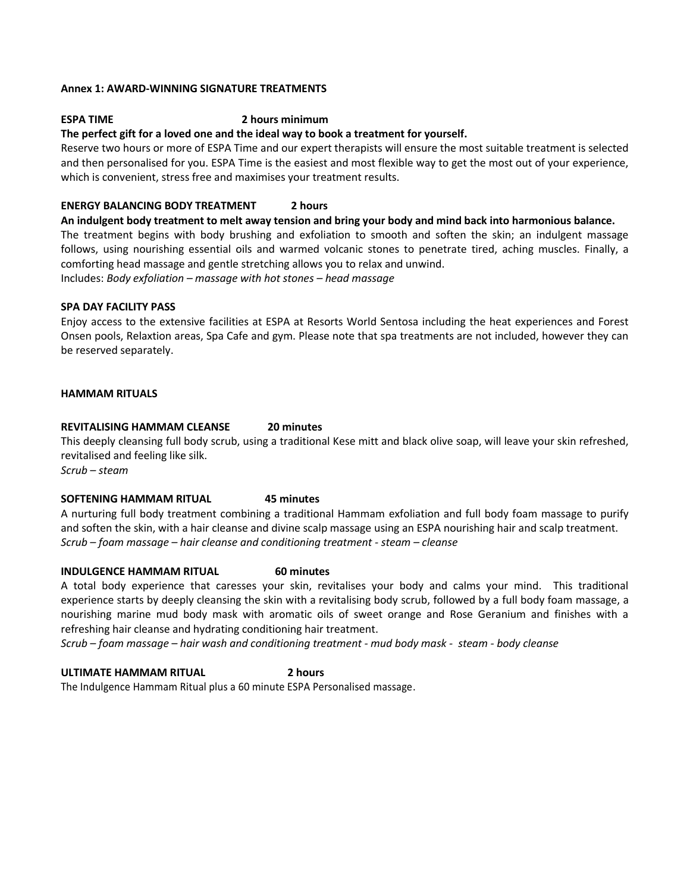**Annex 1: AWARD-WINNING SIGNATURE TREATMENTS**

**ESPA TIME 2 hours minimum**

**The perfect gift for a loved one and the ideal way to book a treatment for yourself.**

Reserve two hours or more of ESPA Time and our expert therapists will ensure the most suitable treatment is selected and then personalised for you. ESPA Time is the easiest and most flexible way to get the most out of your experience, which is convenient, stress free and maximises your treatment results.

**ENERGY BALANCING BODY TREATMENT 2 hours**

**An indulgent body treatment to melt away tension and bring your body and mind back into harmonious balance.**

The treatment begins with body brushing and exfoliation to smooth and soften the skin; an indulgent massage follows, using nourishing essential oils and warmed volcanic stones to penetrate tired, aching muscles. Finally, a comforting head massage and gentle stretching allows you to relax and unwind.

Includes: *Body exfoliation – massage with hot stones – head massage*

**SPA DAY FACILITY PASS**

Enjoy access to the extensive facilities at ESPA at Resorts World Sentosa including the heat experiences and Forest Onsen pools, Relaxtion areas, Spa Cafe and gym. Please note that spa treatments are not included, however they can be reserved separately.

**HAMMAM RITUALS**

**REVITALISING HAMMAM CLEANSE 20 minutes**

This deeply cleansing full body scrub, using a traditional Kese mitt and black olive soap, will leave your skin refreshed, revitalised and feeling like silk.

*Scrub – steam*

**SOFTENING HAMMAM RITUAL 45 minutes**

A nurturing full body treatment combining a traditional Hammam exfoliation and full body foam massage to purify and soften the skin, with a hair cleanse and divine scalp massage using an ESPA nourishing hair and scalp treatment.

*Scrub – foam massage – hair cleanse and conditioning treatment - steam – cleanse*

**INDULGENCE HAMMAM RITUAL 60 minutes**

A total body experience that caresses your skin, revitalises your body and calms your mind. This traditional experience starts by deeply cleansing the skin with a revitalising body scrub, followed by a full body foam massage, a nourishing marine mud body mask with aromatic oils of sweet orange and Rose Geranium and finishes with a refreshing hair cleanse and hydrating conditioning hair treatment.

*Scrub – foam massage – hair wash and conditioning treatment - mud body mask - steam - body cleanse*

**ULTIMATE HAMMAM RITUAL 2 hours**

The Indulgence Hammam Ritual plus a 60 minute ESPA Personalised massage.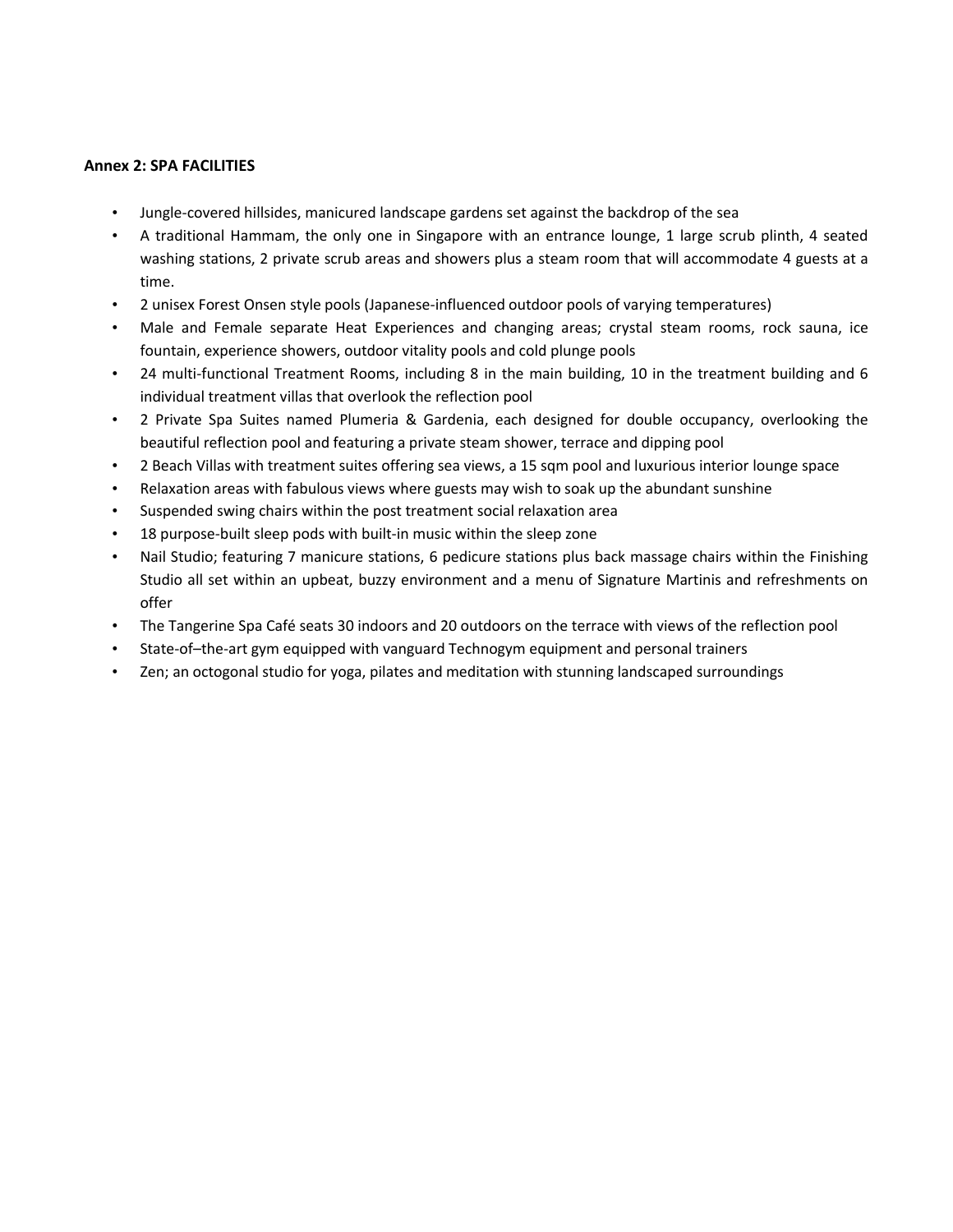**Annex 2: SPA FACILITIES**

- Jungle-covered hillsides, manicured landscape gardens set against the backdrop of the sea
- A traditional Hammam, the only one in Singapore with an entrance lounge, 1 large scrub plinth, 4 seated washing stations, 2 private scrub areas and showers plus a steam room that will accommodate 4 guests at a time.
- 2 unisex Forest Onsen style pools (Japanese-influenced outdoor pools of varying temperatures)
- Male and Female separate Heat Experiences and changing areas; crystal steam rooms, rock sauna, ice fountain, experience showers, outdoor vitality pools and cold plunge pools
- 24 multi-functional Treatment Rooms, including 8 in the main building, 10 in the treatment building and 6 individual treatment villas that overlook the reflection pool
- 2 Private Spa Suites named Plumeria & Gardenia, each designed for double occupancy, overlooking the beautiful reflection pool and featuring a private steam shower, terrace and dipping pool
- 2 Beach Villas with treatment suites offering sea views, a 15 sqm pool and luxurious interior lounge space
- Relaxation areas with fabulous views where guests may wish to soak up the abundant sunshine
- Suspended swing chairs within the post treatment social relaxation area
- 18 purpose-built sleep pods with built-in music within the sleep zone
- Nail Studio; featuring 7 manicure stations, 6 pedicure stations plus back massage chairs within the Finishing Studio all set within an upbeat, buzzy environment and a menu of Signature Martinis and refreshments on offer
- The Tangerine Spa Café seats 30 indoors and 20 outdoors on the terrace with views of the reflection pool
- State-of–the-art gym equipped with vanguard Technogym equipment and personal trainers
- Zen; an octogonal studio for yoga, pilates and meditation with stunning landscaped surroundings